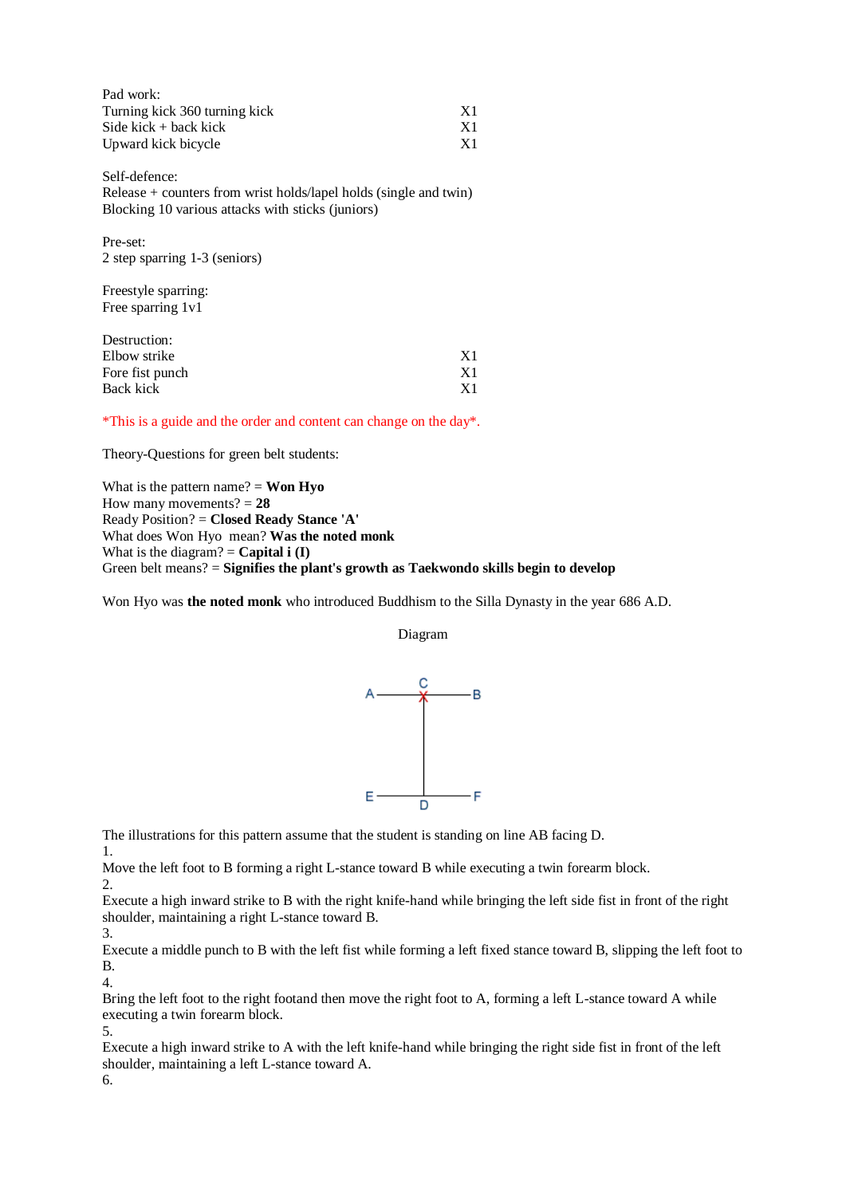Pad work:

| | |
|---|---|
| Turning kick 360 turning kick | X1 |
| Side kick + back kick | X1 |
| Upward kick bicycle | X1 |

Self-defence:
Release + counters from wrist holds/lapel holds (single and twin)
Blocking 10 various attacks with sticks (juniors)

Pre-set:
2 step sparring 1-3 (seniors)

Freestyle sparring:
Free sparring 1v1

Destruction:

| | |
|---|---|
| Elbow strike | X1 |
| Fore fist punch | X1 |
| Back kick | X1 |

*This is a guide and the order and content can change on the day*.

Theory-Questions for green belt students:

What is the pattern name? = **Won Hyo**
How many movements? = **28**
Ready Position? = **Closed Ready Stance 'A'**
What does Won Hyo mean? **Was the noted monk**
What is the diagram? = **Capital i (I)**
Green belt means? = **Signifies the plant's growth as Taekwondo skills begin to develop**

Won Hyo was **the noted monk** who introduced Buddhism to the Silla Dynasty in the year 686 A.D.

Diagram

```
A ----- C ----- B
        X
        |
        |
        |
E ----- D ----- F
```

The illustrations for this pattern assume that the student is standing on line AB facing D.

1.
Move the left foot to B forming a right L-stance toward B while executing a twin forearm block.

2.
Execute a high inward strike to B with the right knife-hand while bringing the left side fist in front of the right shoulder, maintaining a right L-stance toward B.

3.
Execute a middle punch to B with the left fist while forming a left fixed stance toward B, slipping the left foot to B.

4.
Bring the left foot to the right footand then move the right foot to A, forming a left L-stance toward A while executing a twin forearm block.

5.
Execute a high inward strike to A with the left knife-hand while bringing the right side fist in front of the left shoulder, maintaining a left L-stance toward A.

6.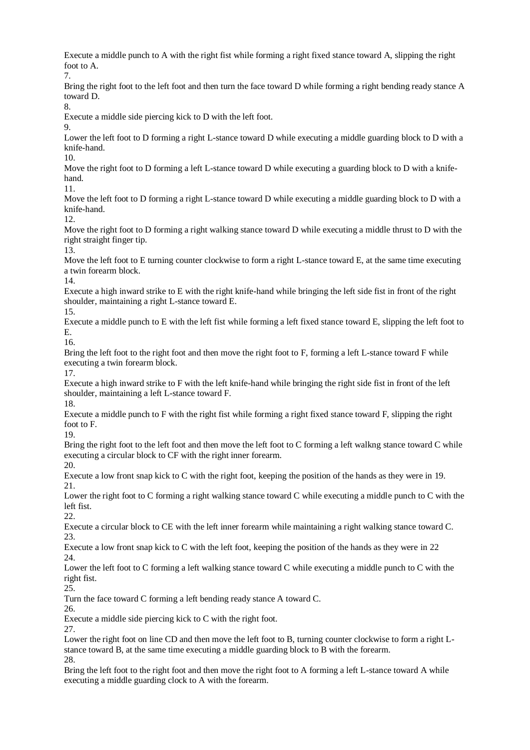Execute a middle punch to A with the right fist while forming a right fixed stance toward A, slipping the right foot to A.

7.

Bring the right foot to the left foot and then turn the face toward D while forming a right bending ready stance A toward D.

8.

Execute a middle side piercing kick to D with the left foot.

9.

Lower the left foot to D forming a right L-stance toward D while executing a middle guarding block to D with a knife-hand.

10.

Move the right foot to D forming a left L-stance toward D while executing a guarding block to D with a knife-hand.

11.

Move the left foot to D forming a right L-stance toward D while executing a middle guarding block to D with a knife-hand.

12.

Move the right foot to D forming a right walking stance toward D while executing a middle thrust to D with the right straight finger tip.

13.

Move the left foot to E turning counter clockwise to form a right L-stance toward E, at the same time executing a twin forearm block.

14.

Execute a high inward strike to E with the right knife-hand while bringing the left side fist in front of the right shoulder, maintaining a right L-stance toward E.

15.

Execute a middle punch to E with the left fist while forming a left fixed stance toward E, slipping the left foot to E.

16.

Bring the left foot to the right foot and then move the right foot to F, forming a left L-stance toward F while executing a twin forearm block.

17.

Execute a high inward strike to F with the left knife-hand while bringing the right side fist in front of the left shoulder, maintaining a left L-stance toward F.

18.

Execute a middle punch to F with the right fist while forming a right fixed stance toward F, slipping the right foot to F.

19.

Bring the right foot to the left foot and then move the left foot to C forming a left walkng stance toward C while executing a circular block to CF with the right inner forearm.

20.

Execute a low front snap kick to C with the right foot, keeping the position of the hands as they were in 19.

21.

Lower the right foot to C forming a right walking stance toward C while executing a middle punch to C with the left fist.

22.

Execute a circular block to CE with the left inner forearm while maintaining a right walking stance toward C.

23.

Execute a low front snap kick to C with the left foot, keeping the position of the hands as they were in 22

24.

Lower the left foot to C forming a left walking stance toward C while executing a middle punch to C with the right fist.

25.

Turn the face toward C forming a left bending ready stance A toward C.

26.

Execute a middle side piercing kick to C with the right foot.

27.

Lower the right foot on line CD and then move the left foot to B, turning counter clockwise to form a right L-stance toward B, at the same time executing a middle guarding block to B with the forearm.

28.

Bring the left foot to the right foot and then move the right foot to A forming a left L-stance toward A while executing a middle guarding clock to A with the forearm.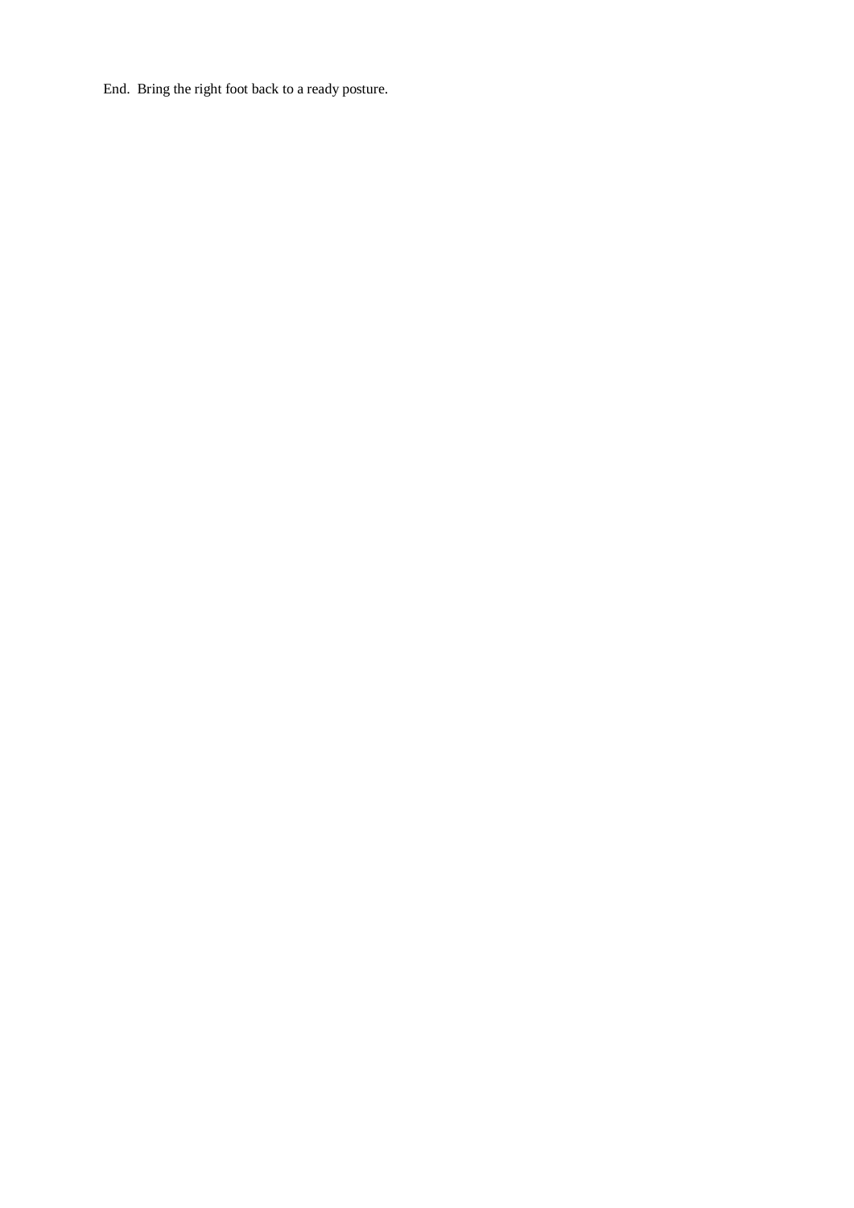End. Bring the right foot back to a ready posture.